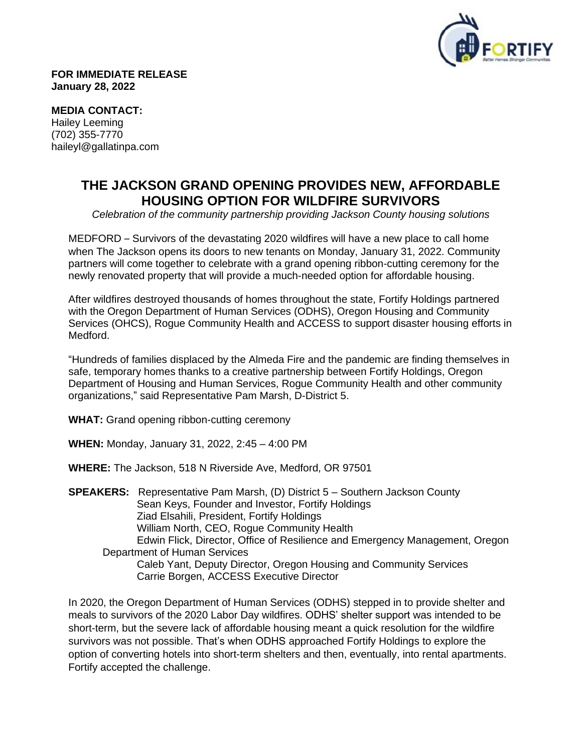**FOR IMMEDIATE RELEASE**
**January 28, 2022**

**MEDIA CONTACT:**
Hailey Leeming
(702) 355-7770
haileyl@gallatinpa.com

# THE JACKSON GRAND OPENING PROVIDES NEW, AFFORDABLE HOUSING OPTION FOR WILDFIRE SURVIVORS

*Celebration of the community partnership providing Jackson County housing solutions*

MEDFORD – Survivors of the devastating 2020 wildfires will have a new place to call home when The Jackson opens its doors to new tenants on Monday, January 31, 2022. Community partners will come together to celebrate with a grand opening ribbon-cutting ceremony for the newly renovated property that will provide a much-needed option for affordable housing.

After wildfires destroyed thousands of homes throughout the state, Fortify Holdings partnered with the Oregon Department of Human Services (ODHS), Oregon Housing and Community Services (OHCS), Rogue Community Health and ACCESS to support disaster housing efforts in Medford.

"Hundreds of families displaced by the Almeda Fire and the pandemic are finding themselves in safe, temporary homes thanks to a creative partnership between Fortify Holdings, Oregon Department of Housing and Human Services, Rogue Community Health and other community organizations," said Representative Pam Marsh, D-District 5.

**WHAT:** Grand opening ribbon-cutting ceremony

**WHEN:** Monday, January 31, 2022, 2:45 – 4:00 PM

**WHERE:** The Jackson, 518 N Riverside Ave, Medford, OR 97501

**SPEAKERS:** Representative Pam Marsh, (D) District 5 – Southern Jackson County
Sean Keys, Founder and Investor, Fortify Holdings
Ziad Elsahili, President, Fortify Holdings
William North, CEO, Rogue Community Health
Edwin Flick, Director, Office of Resilience and Emergency Management, Oregon Department of Human Services
Caleb Yant, Deputy Director, Oregon Housing and Community Services
Carrie Borgen, ACCESS Executive Director

In 2020, the Oregon Department of Human Services (ODHS) stepped in to provide shelter and meals to survivors of the 2020 Labor Day wildfires. ODHS' shelter support was intended to be short-term, but the severe lack of affordable housing meant a quick resolution for the wildfire survivors was not possible. That's when ODHS approached Fortify Holdings to explore the option of converting hotels into short-term shelters and then, eventually, into rental apartments. Fortify accepted the challenge.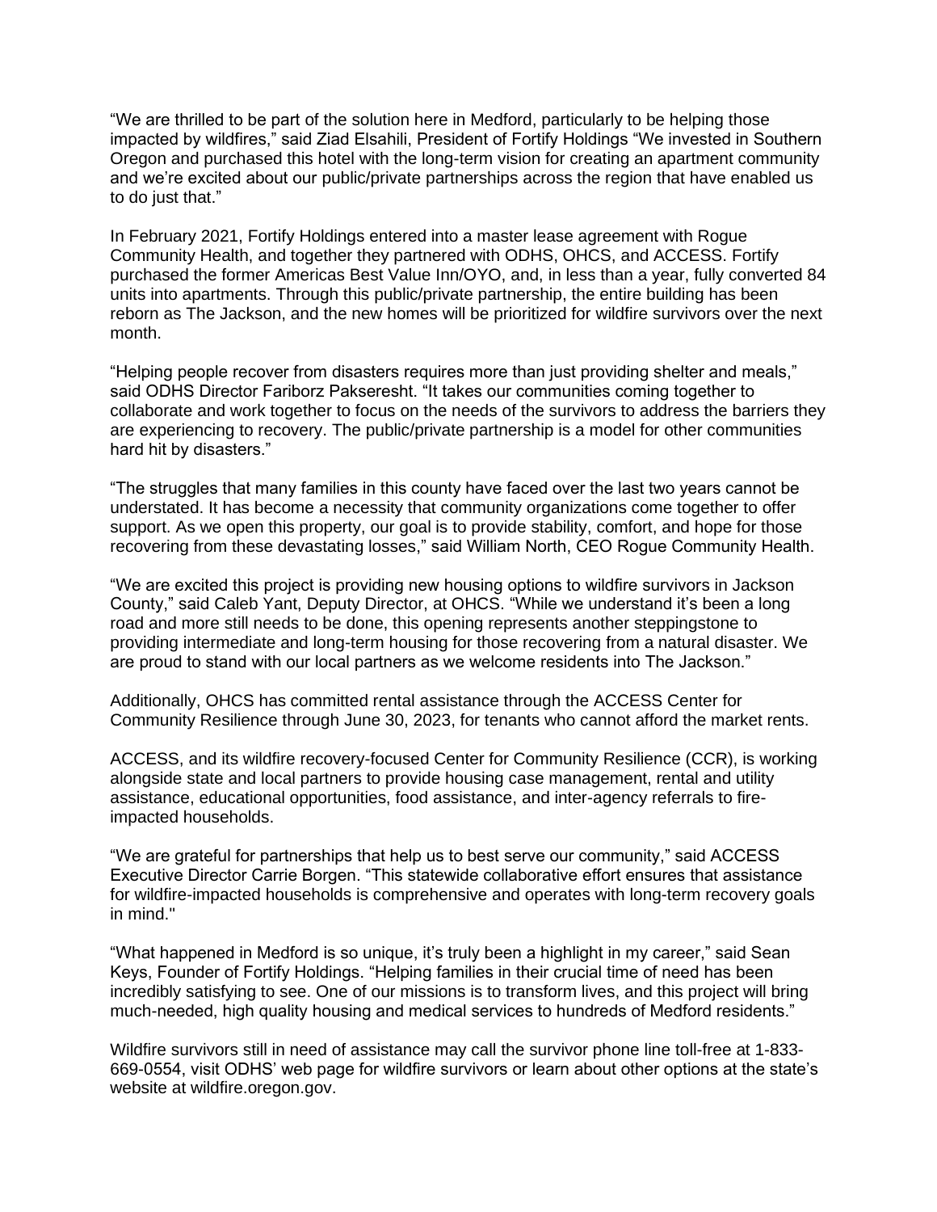"We are thrilled to be part of the solution here in Medford, particularly to be helping those impacted by wildfires," said Ziad Elsahili, President of Fortify Holdings "We invested in Southern Oregon and purchased this hotel with the long-term vision for creating an apartment community and we're excited about our public/private partnerships across the region that have enabled us to do just that."

In February 2021, Fortify Holdings entered into a master lease agreement with Rogue Community Health, and together they partnered with ODHS, OHCS, and ACCESS. Fortify purchased the former Americas Best Value Inn/OYO, and, in less than a year, fully converted 84 units into apartments. Through this public/private partnership, the entire building has been reborn as The Jackson, and the new homes will be prioritized for wildfire survivors over the next month.

"Helping people recover from disasters requires more than just providing shelter and meals," said ODHS Director Fariborz Pakseresht. "It takes our communities coming together to collaborate and work together to focus on the needs of the survivors to address the barriers they are experiencing to recovery. The public/private partnership is a model for other communities hard hit by disasters."

"The struggles that many families in this county have faced over the last two years cannot be understated. It has become a necessity that community organizations come together to offer support. As we open this property, our goal is to provide stability, comfort, and hope for those recovering from these devastating losses," said William North, CEO Rogue Community Health.

"We are excited this project is providing new housing options to wildfire survivors in Jackson County," said Caleb Yant, Deputy Director, at OHCS. "While we understand it's been a long road and more still needs to be done, this opening represents another steppingstone to providing intermediate and long-term housing for those recovering from a natural disaster. We are proud to stand with our local partners as we welcome residents into The Jackson."

Additionally, OHCS has committed rental assistance through the ACCESS Center for Community Resilience through June 30, 2023, for tenants who cannot afford the market rents.

ACCESS, and its wildfire recovery-focused Center for Community Resilience (CCR), is working alongside state and local partners to provide housing case management, rental and utility assistance, educational opportunities, food assistance, and inter-agency referrals to fire-impacted households.

"We are grateful for partnerships that help us to best serve our community," said ACCESS Executive Director Carrie Borgen. "This statewide collaborative effort ensures that assistance for wildfire-impacted households is comprehensive and operates with long-term recovery goals in mind."

"What happened in Medford is so unique, it's truly been a highlight in my career," said Sean Keys, Founder of Fortify Holdings. "Helping families in their crucial time of need has been incredibly satisfying to see. One of our missions is to transform lives, and this project will bring much-needed, high quality housing and medical services to hundreds of Medford residents."

Wildfire survivors still in need of assistance may call the survivor phone line toll-free at 1-833-669-0554, visit ODHS' web page for wildfire survivors or learn about other options at the state's website at wildfire.oregon.gov.